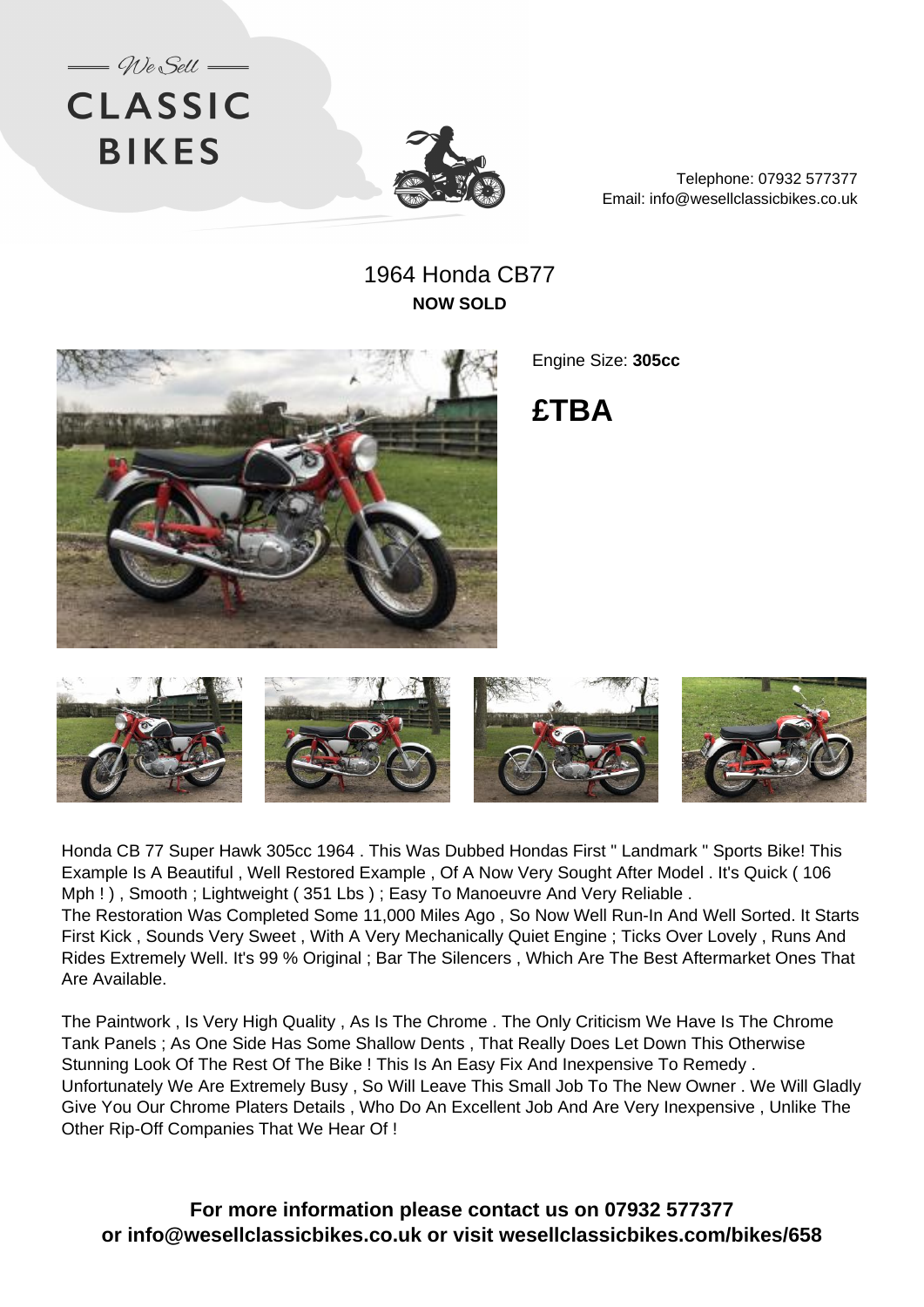We Sell

# CLASSIC BIKES

Telephone: 07932 577377
Email: info@wesellclassicbikes.co.uk

## 1964 Honda CB77

**NOW SOLD**

Engine Size: **305cc**

## £TBA

Honda CB 77 Super Hawk 305cc 1964 . This Was Dubbed Hondas First " Landmark " Sports Bike! This Example Is A Beautiful , Well Restored Example , Of A Now Very Sought After Model . It's Quick ( 106 Mph ! ) , Smooth ; Lightweight ( 351 Lbs ) ; Easy To Manoeuvre And Very Reliable .
The Restoration Was Completed Some 11,000 Miles Ago , So Now Well Run-In And Well Sorted. It Starts First Kick , Sounds Very Sweet , With A Very Mechanically Quiet Engine ; Ticks Over Lovely , Runs And Rides Extremely Well. It's 99 % Original ; Bar The Silencers , Which Are The Best Aftermarket Ones That Are Available.

The Paintwork , Is Very High Quality , As Is The Chrome . The Only Criticism We Have Is The Chrome Tank Panels ; As One Side Has Some Shallow Dents , That Really Does Let Down This Otherwise Stunning Look Of The Rest Of The Bike ! This Is An Easy Fix And Inexpensive To Remedy . Unfortunately We Are Extremely Busy , So Will Leave This Small Job To The New Owner . We Will Gladly Give You Our Chrome Platers Details , Who Do An Excellent Job And Are Very Inexpensive , Unlike The Other Rip-Off Companies That We Hear Of !

**For more information please contact us on 07932 577377 or info@wesellclassicbikes.co.uk or visit wesellclassicbikes.com/bikes/658**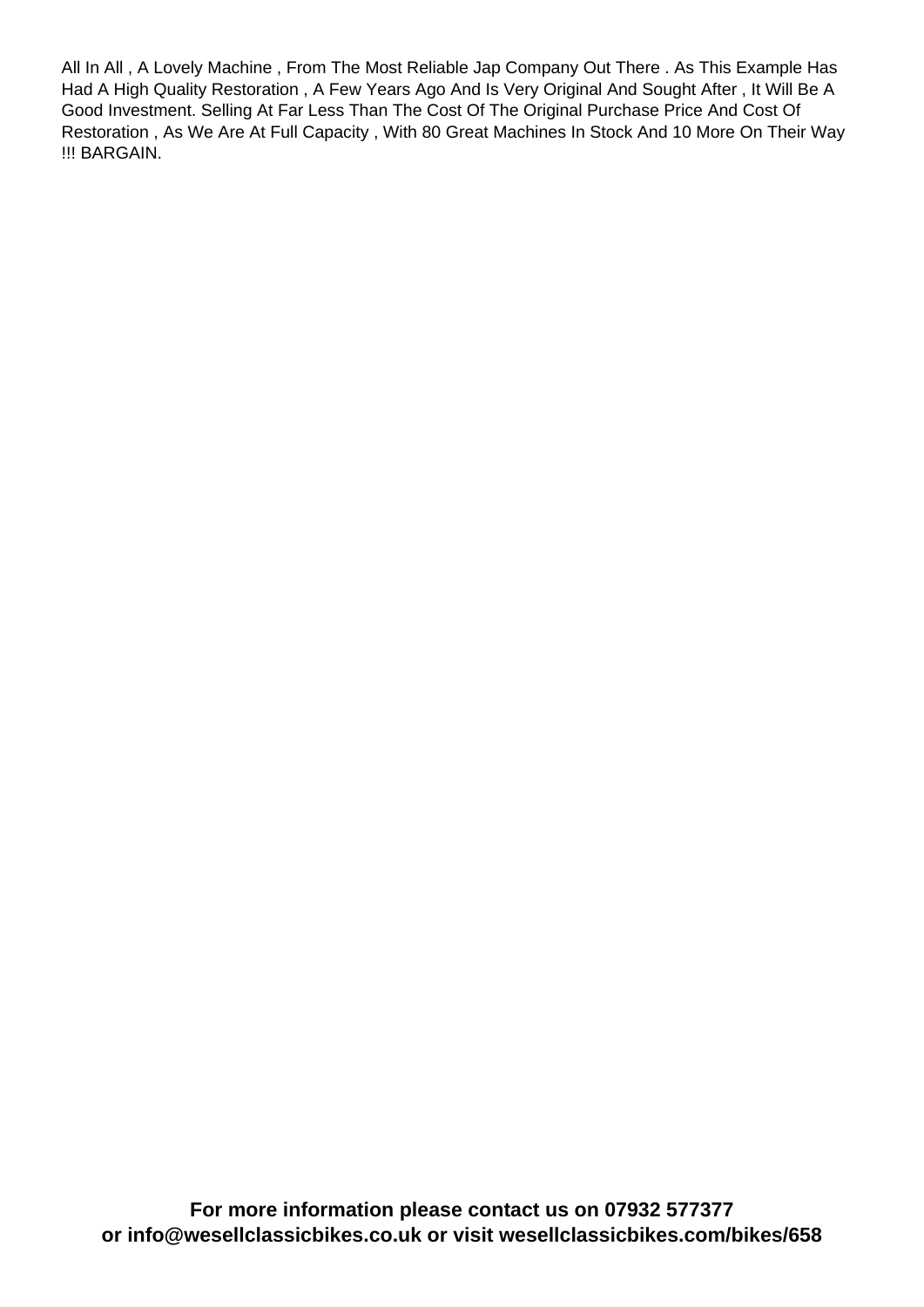All In All , A Lovely Machine , From The Most Reliable Jap Company Out There . As This Example Has Had A High Quality Restoration , A Few Years Ago And Is Very Original And Sought After , It Will Be A Good Investment. Selling At Far Less Than The Cost Of The Original Purchase Price And Cost Of Restoration , As We Are At Full Capacity , With 80 Great Machines In Stock And 10 More On Their Way !!! BARGAIN.

**For more information please contact us on 07932 577377**
**or info@wesellclassicbikes.co.uk or visit wesellclassicbikes.com/bikes/658**